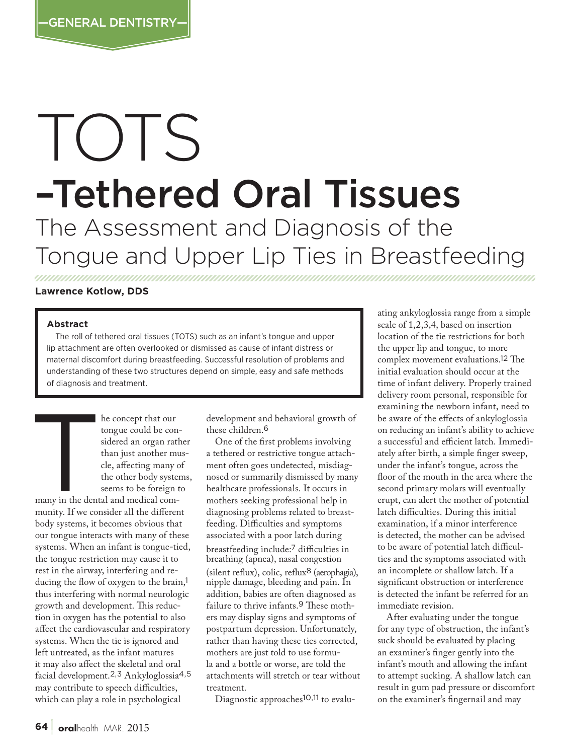—GENERAL DENTISTRY—

# TOTS –Tethered Oral Tissues

## The Assessment and Diagnosis of the Tongue and Upper Lip Ties in Breastfeeding

**Lawrence Kotlow, DDS**

**Abstract**

The roll of tethered oral tissues (TOTS) such as an infant's tongue and upper lip attachment are often overlooked or dismissed as cause of infant distress or maternal discomfort during breastfeeding. Successful resolution of problems and understanding of these two structures depend on simple, easy and safe methods of diagnosis and treatment.

The concept that our tongue could be considered an organ rather than just another muscle, affecting many of the other body systems, seems to be foreign to many in the dental and medical community. If we consider all the different body systems, it becomes obvious that our tongue interacts with many of these systems. When an infant is tongue-tied, the tongue restriction may cause it to rest in the airway, interfering and reducing the flow of oxygen to the brain,[1] thus interfering with normal neurologic growth and development. This reduction in oxygen has the potential to also affect the cardiovascular and respiratory systems. When the tie is ignored and left untreated, as the infant matures it may also affect the skeletal and oral facial development.[2,3] Ankyloglossia[4,5] may contribute to speech difficulties, which can play a role in psychological development and behavioral growth of these children.[6]

One of the first problems involving a tethered or restrictive tongue attachment often goes undetected, misdiagnosed or summarily dismissed by many healthcare professionals. It occurs in mothers seeking professional help in diagnosing problems related to breastfeeding. Difficulties and symptoms associated with a poor latch during breastfeeding include:[7] difficulties in breathing (apnea), nasal congestion (silent reflux), colic, reflux[8] (aerophagia), nipple damage, bleeding and pain. In addition, babies are often diagnosed as failure to thrive infants.[9] These mothers may display signs and symptoms of postpartum depression. Unfortunately, rather than having these ties corrected, mothers are just told to use formula and a bottle or worse, are told the attachments will stretch or tear without treatment.

Diagnostic approaches[10,11] to evaluating ankyloglossia range from a simple scale of 1,2,3,4, based on insertion location of the tie restrictions for both the upper lip and tongue, to more complex movement evaluations.[12] The initial evaluation should occur at the time of infant delivery. Properly trained delivery room personal, responsible for examining the newborn infant, need to be aware of the effects of ankyloglossia on reducing an infant's ability to achieve a successful and efficient latch. Immediately after birth, a simple finger sweep, under the infant's tongue, across the floor of the mouth in the area where the second primary molars will eventually erupt, can alert the mother of potential latch difficulties. During this initial examination, if a minor interference is detected, the mother can be advised to be aware of potential latch difficulties and the symptoms associated with an incomplete or shallow latch. If a significant obstruction or interference is detected the infant be referred for an immediate revision.

After evaluating under the tongue for any type of obstruction, the infant's suck should be evaluated by placing an examiner's finger gently into the infant's mouth and allowing the infant to attempt sucking. A shallow latch can result in gum pad pressure or discomfort on the examiner's fingernail and may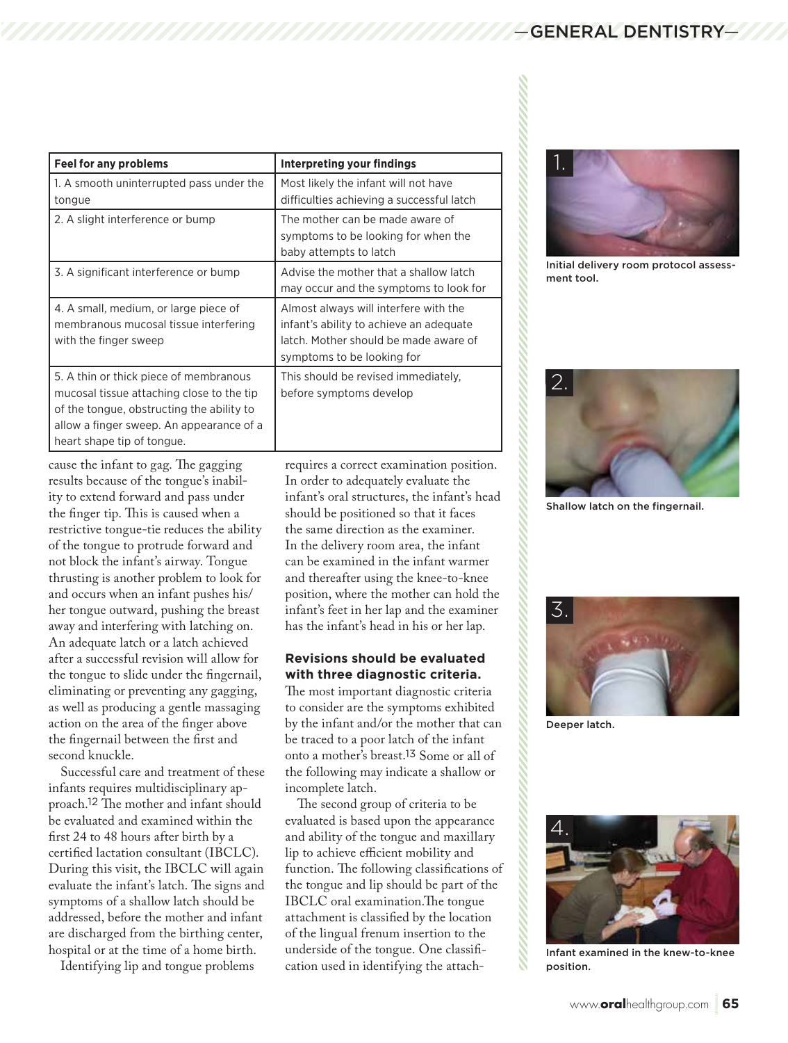| Feel for any problems | Interpreting your findings |
|---|---|
| 1. A smooth uninterrupted pass under the tongue | Most likely the infant will not have difficulties achieving a successful latch |
| 2. A slight interference or bump | The mother can be made aware of symptoms to be looking for when the baby attempts to latch |
| 3. A significant interference or bump | Advise the mother that a shallow latch may occur and the symptoms to look for |
| 4. A small, medium, or large piece of membranous mucosal tissue interfering with the finger sweep | Almost always will interfere with the infant's ability to achieve an adequate latch. Mother should be made aware of symptoms to be looking for |
| 5. A thin or thick piece of membranous mucosal tissue attaching close to the tip of the tongue, obstructing the ability to allow a finger sweep. An appearance of a heart shape tip of tongue. | This should be revised immediately, before symptoms develop |

cause the infant to gag. The gagging results because of the tongue's inability to extend forward and pass under the finger tip. This is caused when a restrictive tongue-tie reduces the ability of the tongue to protrude forward and not block the infant's airway. Tongue thrusting is another problem to look for and occurs when an infant pushes his/her tongue outward, pushing the breast away and interfering with latching on. An adequate latch or a latch achieved after a successful revision will allow for the tongue to slide under the fingernail, eliminating or preventing any gagging, as well as producing a gentle massaging action on the area of the finger above the fingernail between the first and second knuckle.

Successful care and treatment of these infants requires multidisciplinary approach.[12] The mother and infant should be evaluated and examined within the first 24 to 48 hours after birth by a certified lactation consultant (IBCLC). During this visit, the IBCLC will again evaluate the infant's latch. The signs and symptoms of a shallow latch should be addressed, before the mother and infant are discharged from the birthing center, hospital or at the time of a home birth.

Identifying lip and tongue problems requires a correct examination position. In order to adequately evaluate the infant's oral structures, the infant's head should be positioned so that it faces the same direction as the examiner. In the delivery room area, the infant can be examined in the infant warmer and thereafter using the knee-to-knee position, where the mother can hold the infant's feet in her lap and the examiner has the infant's head in his or her lap.

**Revisions should be evaluated with three diagnostic criteria.** The most important diagnostic criteria to consider are the symptoms exhibited by the infant and/or the mother that can be traced to a poor latch of the infant onto a mother's breast.[13] Some or all of the following may indicate a shallow or incomplete latch.

The second group of criteria to be evaluated is based upon the appearance and ability of the tongue and maxillary lip to achieve efficient mobility and function. The following classifications of the tongue and lip should be part of the IBCLC oral examination.The tongue attachment is classified by the location of the lingual frenum insertion to the underside of the tongue. One classification used in identifying the attach-

1. Initial delivery room protocol assessment tool.

2. Shallow latch on the fingernail.

3. Deeper latch.

4. Infant examined in the knew-to-knee position.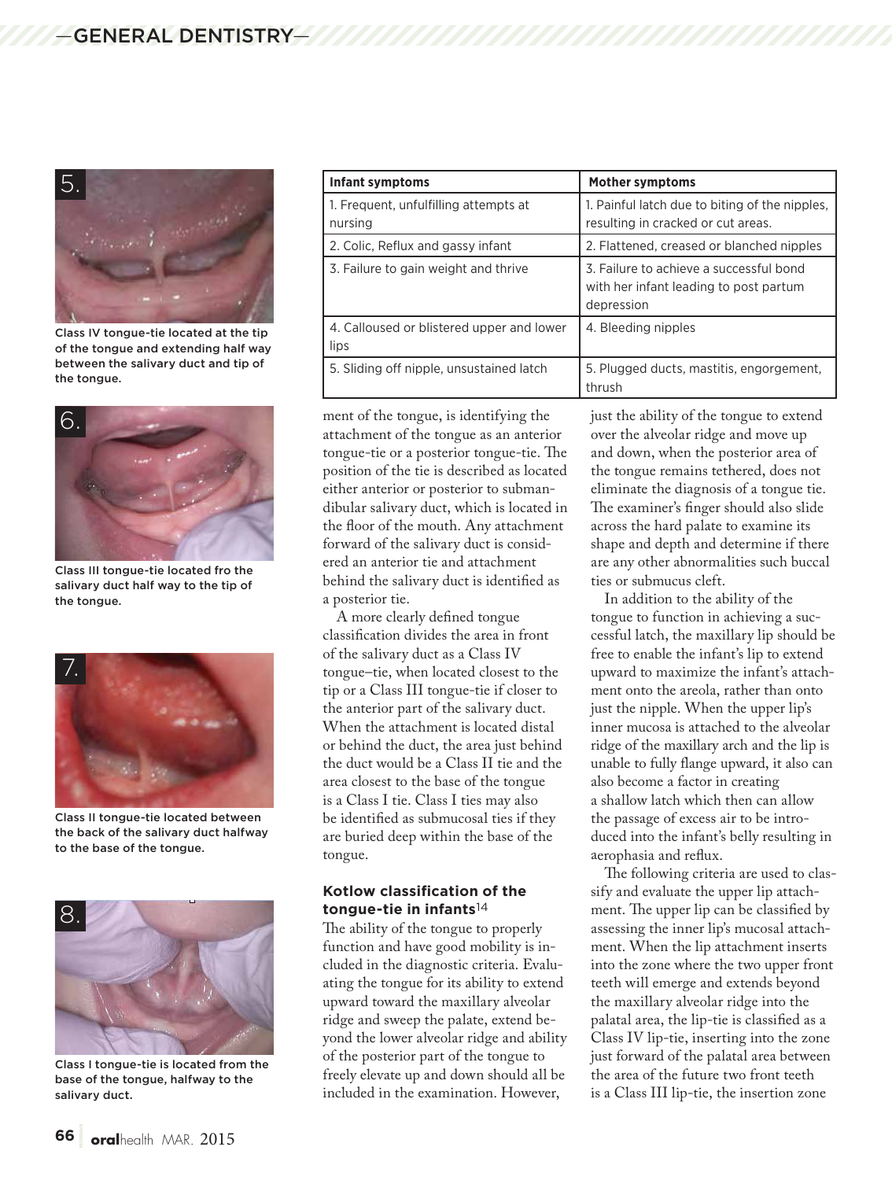Class IV tongue-tie located at the tip of the tongue and extending half way between the salivary duct and tip of the tongue.

Class III tongue-tie located fro the salivary duct half way to the tip of the tongue.

Class II tongue-tie located between the back of the salivary duct halfway to the base of the tongue.

Class I tongue-tie is located from the base of the tongue, halfway to the salivary duct.

| Infant symptoms | Mother symptoms |
|---|---|
| 1. Frequent, unfulfilling attempts at nursing | 1. Painful latch due to biting of the nipples, resulting in cracked or cut areas. |
| 2. Colic, Reflux and gassy infant | 2. Flattened, creased or blanched nipples |
| 3. Failure to gain weight and thrive | 3. Failure to achieve a successful bond with her infant leading to post partum depression |
| 4. Calloused or blistered upper and lower lips | 4. Bleeding nipples |
| 5. Sliding off nipple, unsustained latch | 5. Plugged ducts, mastitis, engorgement, thrush |

ment of the tongue, is identifying the attachment of the tongue as an anterior tongue-tie or a posterior tongue-tie. The position of the tie is described as located either anterior or posterior to submandibular salivary duct, which is located in the floor of the mouth. Any attachment forward of the salivary duct is considered an anterior tie and attachment behind the salivary duct is identified as a posterior tie.

A more clearly defined tongue classification divides the area in front of the salivary duct as a Class IV tongue–tie, when located closest to the tip or a Class III tongue-tie if closer to the anterior part of the salivary duct. When the attachment is located distal or behind the duct, the area just behind the duct would be a Class II tie and the area closest to the base of the tongue is a Class I tie. Class I ties may also be identified as submucosal ties if they are buried deep within the base of the tongue.

### Kotlow classification of the tongue-tie in infants[14]

The ability of the tongue to properly function and have good mobility is included in the diagnostic criteria. Evaluating the tongue for its ability to extend upward toward the maxillary alveolar ridge and sweep the palate, extend beyond the lower alveolar ridge and ability of the posterior part of the tongue to freely elevate up and down should all be included in the examination. However, just the ability of the tongue to extend over the alveolar ridge and move up and down, when the posterior area of the tongue remains tethered, does not eliminate the diagnosis of a tongue tie. The examiner's finger should also slide across the hard palate to examine its shape and depth and determine if there are any other abnormalities such buccal ties or submucus cleft.

In addition to the ability of the tongue to function in achieving a successful latch, the maxillary lip should be free to enable the infant's lip to extend upward to maximize the infant's attachment onto the areola, rather than onto just the nipple. When the upper lip's inner mucosa is attached to the alveolar ridge of the maxillary arch and the lip is unable to fully flange upward, it also can also become a factor in creating a shallow latch which then can allow the passage of excess air to be introduced into the infant's belly resulting in aerophasia and reflux.

The following criteria are used to classify and evaluate the upper lip attachment. The upper lip can be classified by assessing the inner lip's mucosal attachment. When the lip attachment inserts into the zone where the two upper front teeth will emerge and extends beyond the maxillary alveolar ridge into the palatal area, the lip-tie is classified as a Class IV lip-tie, inserting into the zone just forward of the palatal area between the area of the future two front teeth is a Class III lip-tie, the insertion zone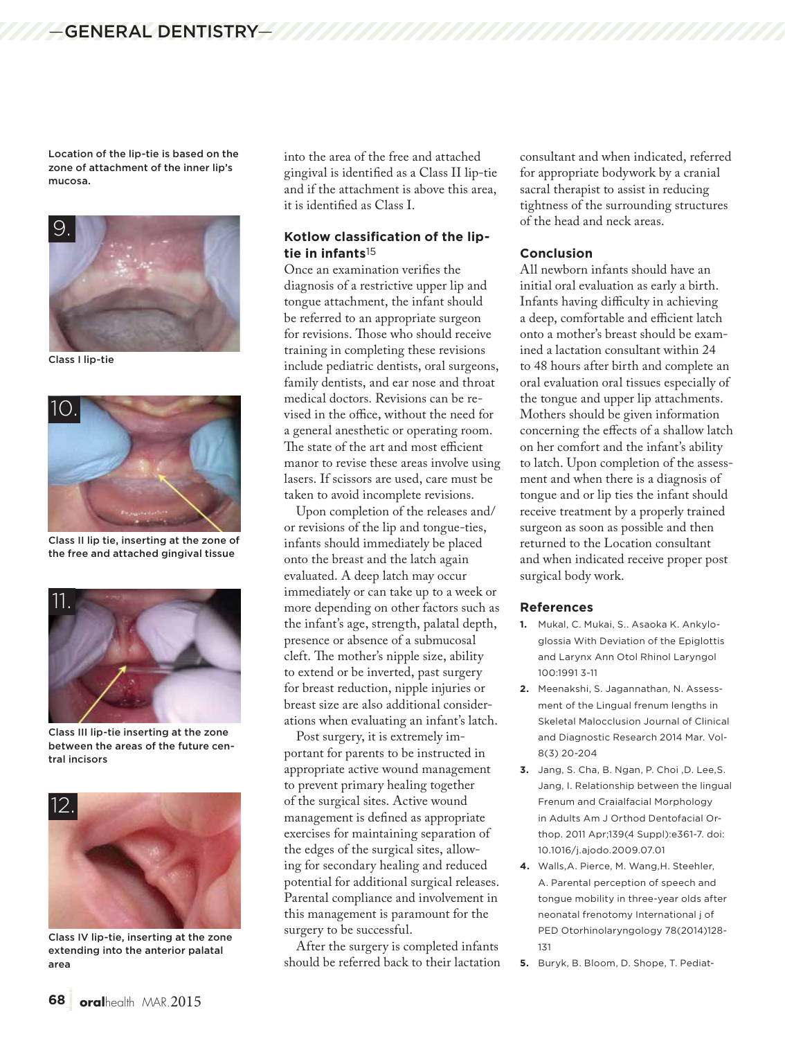Location of the lip-tie is based on the zone of attachment of the inner lip's mucosa.

Class I lip-tie

Class II lip tie, inserting at the zone of the free and attached gingival tissue

Class III lip-tie inserting at the zone between the areas of the future central incisors

Class IV lip-tie, inserting at the zone extending into the anterior palatal area

into the area of the free and attached gingival is identified as a Class II lip-tie and if the attachment is above this area, it is identified as Class I.

### Kotlow classification of the lip-tie in infants[15]

Once an examination verifies the diagnosis of a restrictive upper lip and tongue attachment, the infant should be referred to an appropriate surgeon for revisions. Those who should receive training in completing these revisions include pediatric dentists, oral surgeons, family dentists, and ear nose and throat medical doctors. Revisions can be revised in the office, without the need for a general anesthetic or operating room. The state of the art and most efficient manor to revise these areas involve using lasers. If scissors are used, care must be taken to avoid incomplete revisions.

Upon completion of the releases and/or revisions of the lip and tongue-ties, infants should immediately be placed onto the breast and the latch again evaluated. A deep latch may occur immediately or can take up to a week or more depending on other factors such as the infant's age, strength, palatal depth, presence or absence of a submucosal cleft. The mother's nipple size, ability to extend or be inverted, past surgery for breast reduction, nipple injuries or breast size are also additional considerations when evaluating an infant's latch.

Post surgery, it is extremely important for parents to be instructed in appropriate active wound management to prevent primary healing together of the surgical sites. Active wound management is defined as appropriate exercises for maintaining separation of the edges of the surgical sites, allowing for secondary healing and reduced potential for additional surgical releases. Parental compliance and involvement in this management is paramount for the surgery to be successful.

After the surgery is completed infants should be referred back to their lactation consultant and when indicated, referred for appropriate bodywork by a cranial sacral therapist to assist in reducing tightness of the surrounding structures of the head and neck areas.

### Conclusion

All newborn infants should have an initial oral evaluation as early a birth. Infants having difficulty in achieving a deep, comfortable and efficient latch onto a mother's breast should be examined a lactation consultant within 24 to 48 hours after birth and complete an oral evaluation oral tissues especially of the tongue and upper lip attachments. Mothers should be given information concerning the effects of a shallow latch on her comfort and the infant's ability to latch. Upon completion of the assessment and when there is a diagnosis of tongue and or lip ties the infant should receive treatment by a properly trained surgeon as soon as possible and then returned to the Location consultant and when indicated receive proper post surgical body work.

### References

1. Mukal, C. Mukai, S.. Asaoka K. Ankyloglossia With Deviation of the Epiglottis and Larynx Ann Otol Rhinol Laryngol 100:1991 3-11
2. Meenakshi, S. Jagannathan, N. Assessment of the Lingual frenum lengths in Skeletal Malocclusion Journal of Clinical and Diagnostic Research 2014 Mar. Vol-8(3) 20-204
3. Jang, S. Cha, B. Ngan, P. Choi ,D. Lee,S. Jang, I. Relationship between the lingual Frenum and Craialfacial Morphology in Adults Am J Orthod Dentofacial Orthop. 2011 Apr;139(4 Suppl):e361-7. doi: 10.1016/j.ajodo.2009.07.01
4. Walls,A. Pierce, M. Wang,H. Steehler, A. Parental perception of speech and tongue mobility in three-year olds after neonatal frenotomy International j of PED Otorhinolaryngology 78(2014)128-131
5. Buryk, B. Bloom, D. Shope, T. Pediat-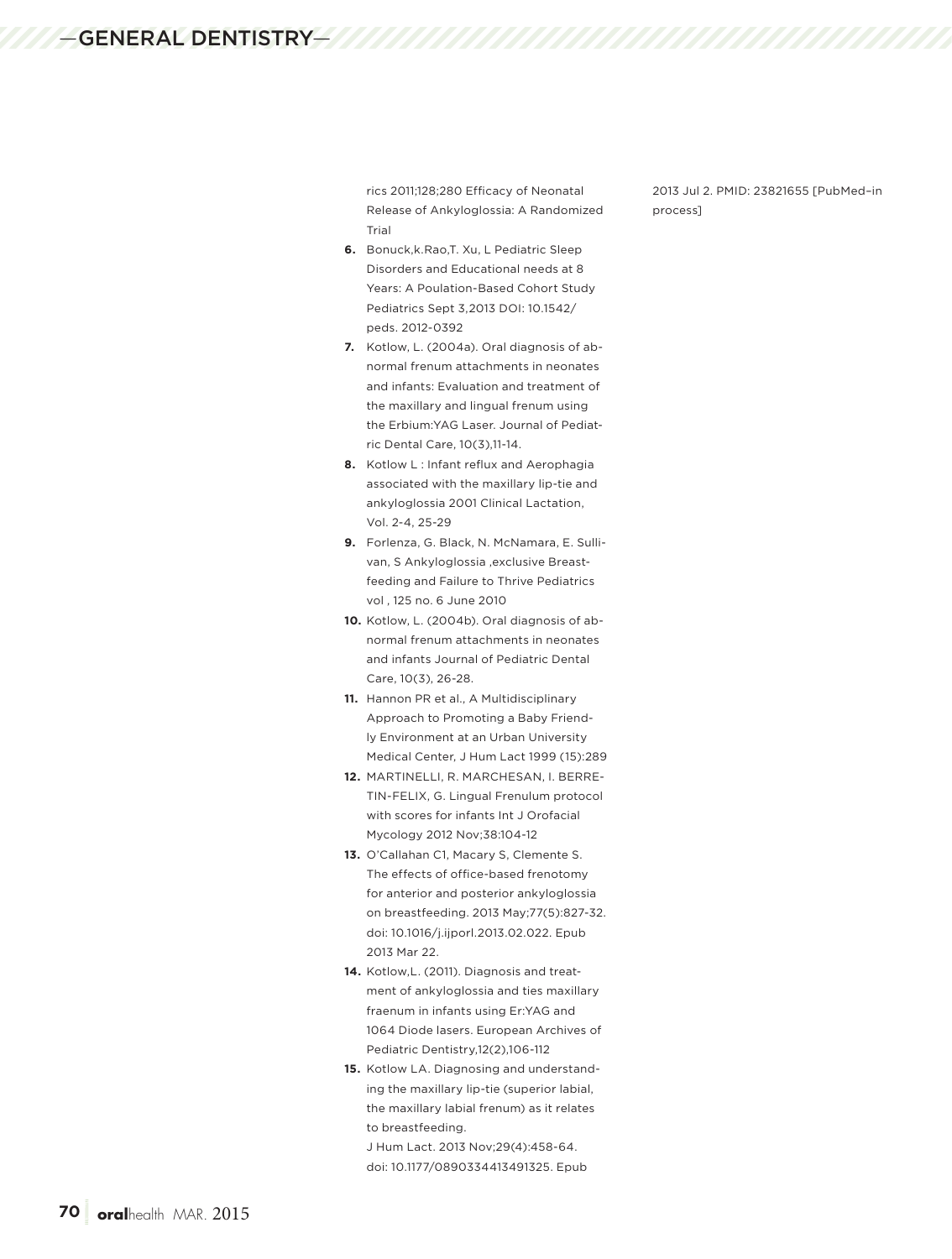rics 2011;128;280 Efficacy of Neonatal Release of Ankyloglossia: A Randomized Trial

6. Bonuck,k.Rao,T. Xu, L Pediatric Sleep Disorders and Educational needs at 8 Years: A Poulation-Based Cohort Study Pediatrics Sept 3,2013 DOI: 10.1542/ peds. 2012-0392
7. Kotlow, L. (2004a). Oral diagnosis of abnormal frenum attachments in neonates and infants: Evaluation and treatment of the maxillary and lingual frenum using the Erbium:YAG Laser. Journal of Pediatric Dental Care, 10(3),11-14.
8. Kotlow L : Infant reflux and Aerophagia associated with the maxillary lip-tie and ankyloglossia 2001 Clinical Lactation, Vol. 2-4, 25-29
9. Forlenza, G. Black, N. McNamara, E. Sullivan, S Ankyloglossia ,exclusive Breastfeeding and Failure to Thrive Pediatrics vol , 125 no. 6 June 2010
10. Kotlow, L. (2004b). Oral diagnosis of abnormal frenum attachments in neonates and infants Journal of Pediatric Dental Care, 10(3), 26-28.
11. Hannon PR et al., A Multidisciplinary Approach to Promoting a Baby Friendly Environment at an Urban University Medical Center, J Hum Lact 1999 (15):289
12. MARTINELLI, R. MARCHESAN, I. BERRETIN-FELIX, G. Lingual Frenulum protocol with scores for infants Int J Orofacial Mycology 2012 Nov;38:104-12
13. O'Callahan C1, Macary S, Clemente S. The effects of office-based frenotomy for anterior and posterior ankyloglossia on breastfeeding. 2013 May;77(5):827-32. doi: 10.1016/j.ijporl.2013.02.022. Epub 2013 Mar 22.
14. Kotlow,L. (2011). Diagnosis and treatment of ankyloglossia and ties maxillary fraenum in infants using Er:YAG and 1064 Diode lasers. European Archives of Pediatric Dentistry,12(2),106-112
15. Kotlow LA. Diagnosing and understanding the maxillary lip-tie (superior labial, the maxillary labial frenum) as it relates to breastfeeding. J Hum Lact. 2013 Nov;29(4):458-64. doi: 10.1177/0890334413491325. Epub 2013 Jul 2. PMID: 23821655 [PubMed–in process]